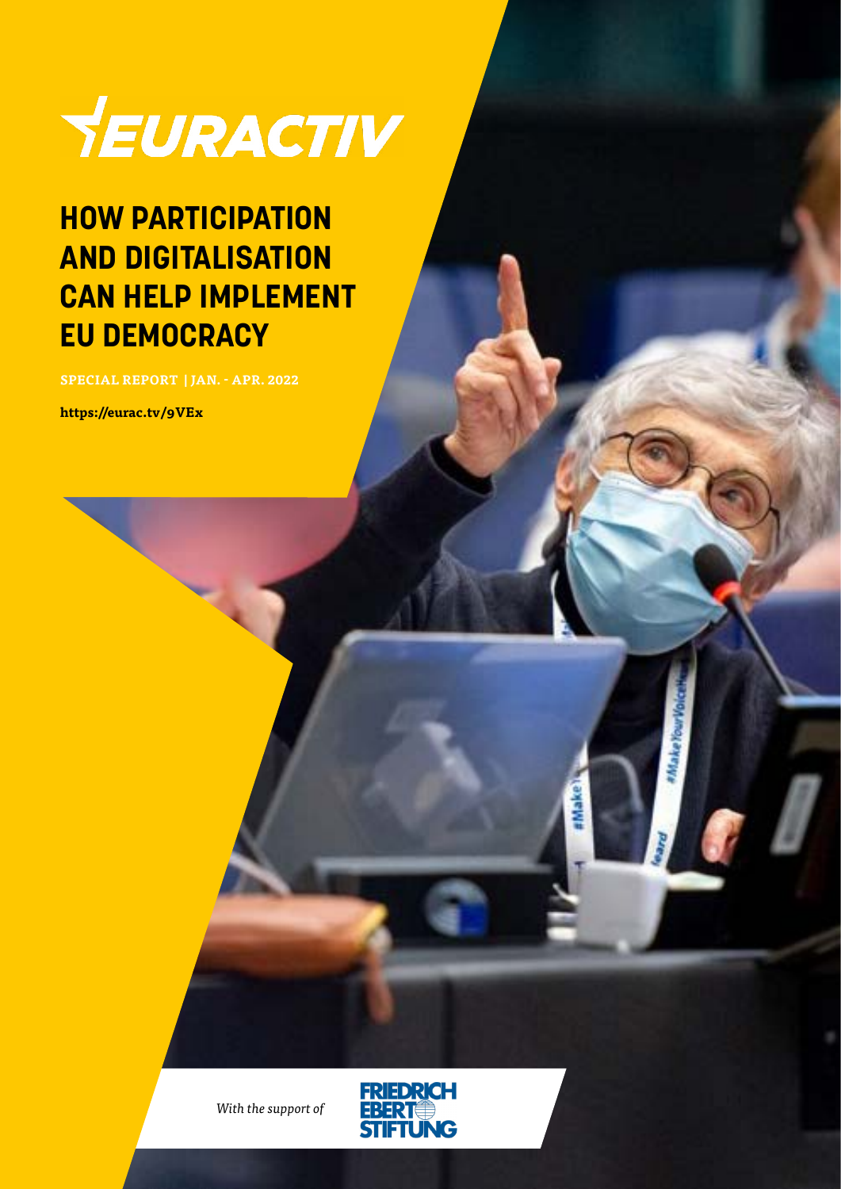EURACTIV

# HOW PARTICIPATION AND DIGITALISATION CAN HELP IMPLEMENT EU DEMOCRACY

SPECIAL REPORT | JAN. - APR. 2022

**https://eurac.tv/9VEx**

*With the support of*

FRIEDRICH EBERT STIFTUNG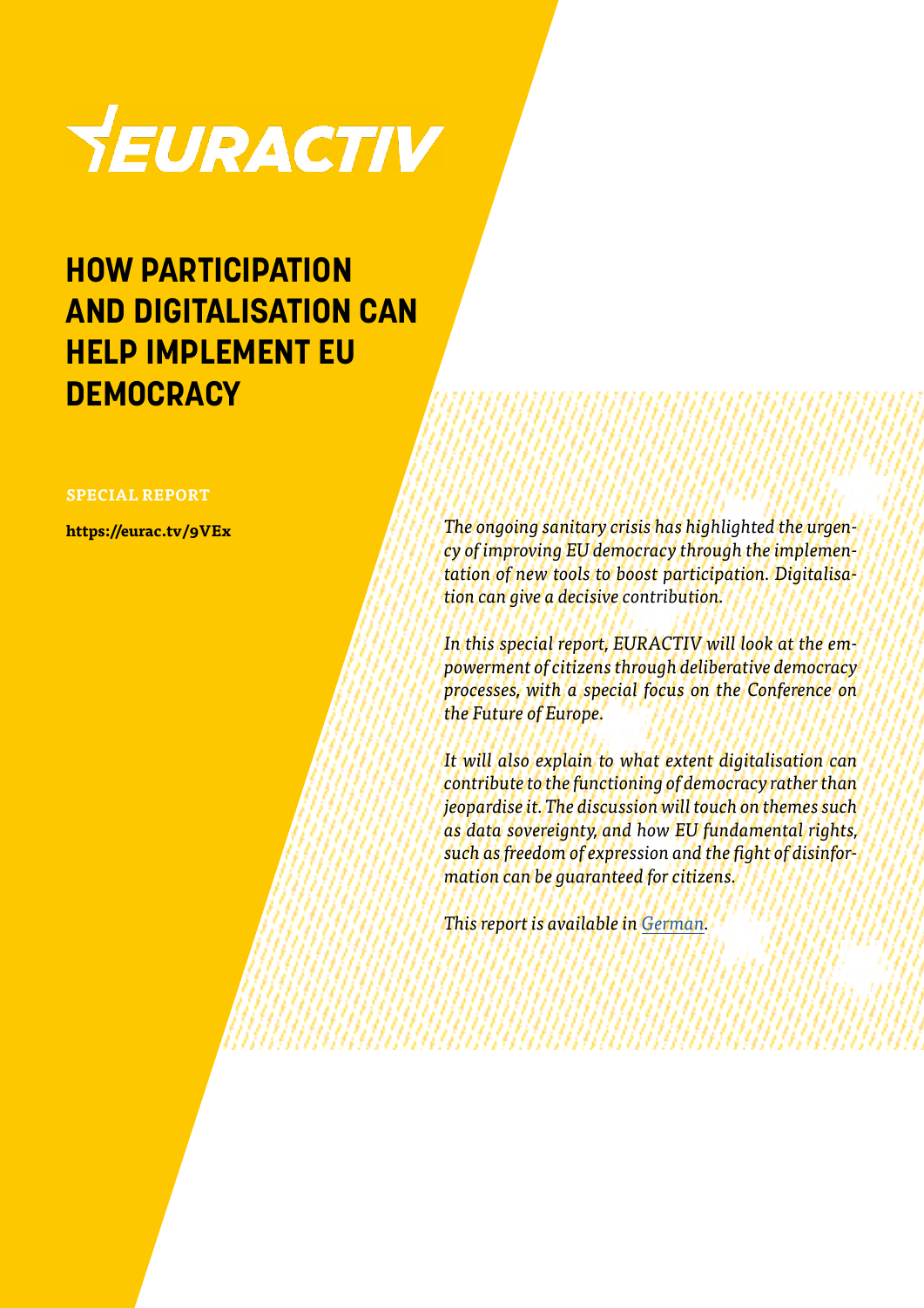EURACTIV

# HOW PARTICIPATION AND DIGITALISATION CAN HELP IMPLEMENT EU DEMOCRACY

SPECIAL REPORT

**https://eurac.tv/9VEx**

*The ongoing sanitary crisis has highlighted the urgency of improving EU democracy through the implementation of new tools to boost participation. Digitalisation can give a decisive contribution.*

*In this special report, EURACTIV will look at the empowerment of citizens through deliberative democracy processes, with a special focus on the Conference on the Future of Europe.*

*It will also explain to what extent digitalisation can contribute to the functioning of democracy rather than jeopardise it. The discussion will touch on themes such as data sovereignty, and how EU fundamental rights, such as freedom of expression and the fight of disinformation can be guaranteed for citizens.*

*This report is available in German.*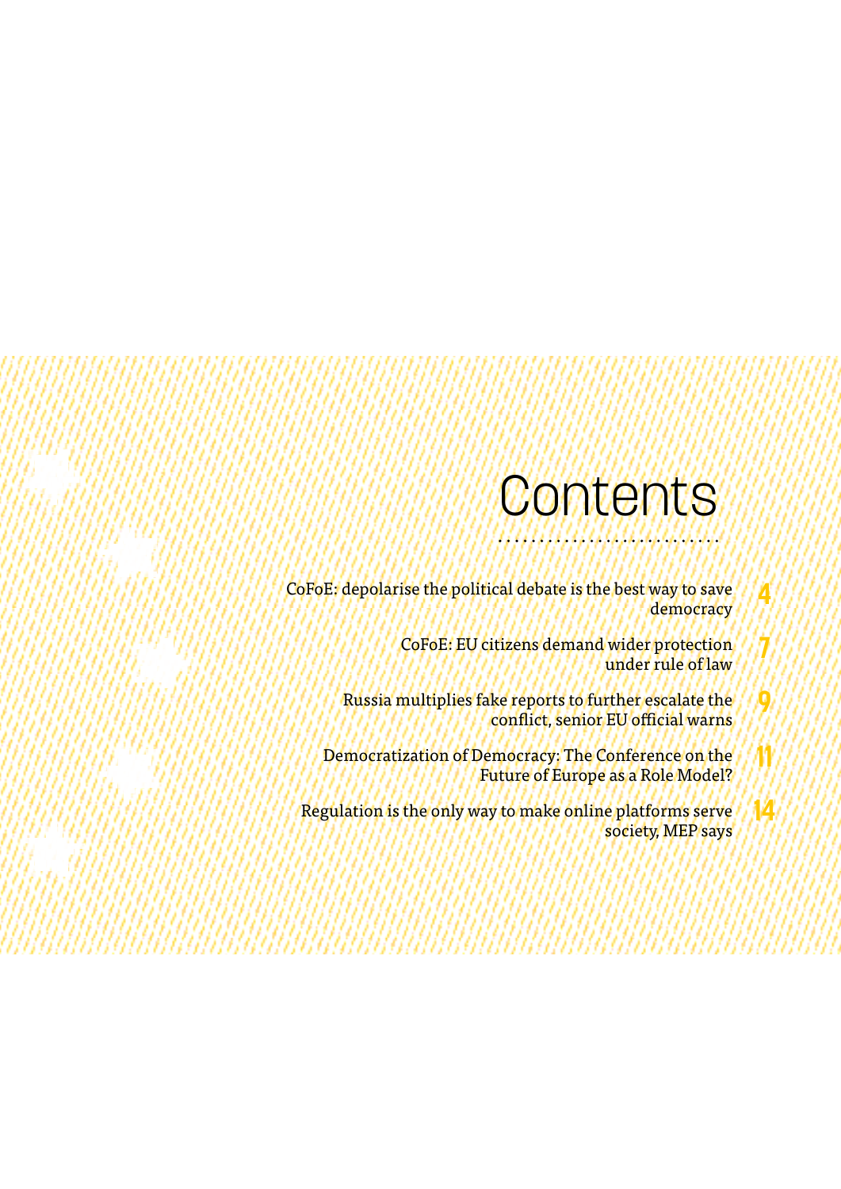# Contents

CoFoE: depolarise the political debate is the best way to save democracy 4

CoFoE: EU citizens demand wider protection under rule of law 7

Russia multiplies fake reports to further escalate the conflict, senior EU official warns 9

Democratization of Democracy: The Conference on the Future of Europe as a Role Model? 11

Regulation is the only way to make online platforms serve society, MEP says 14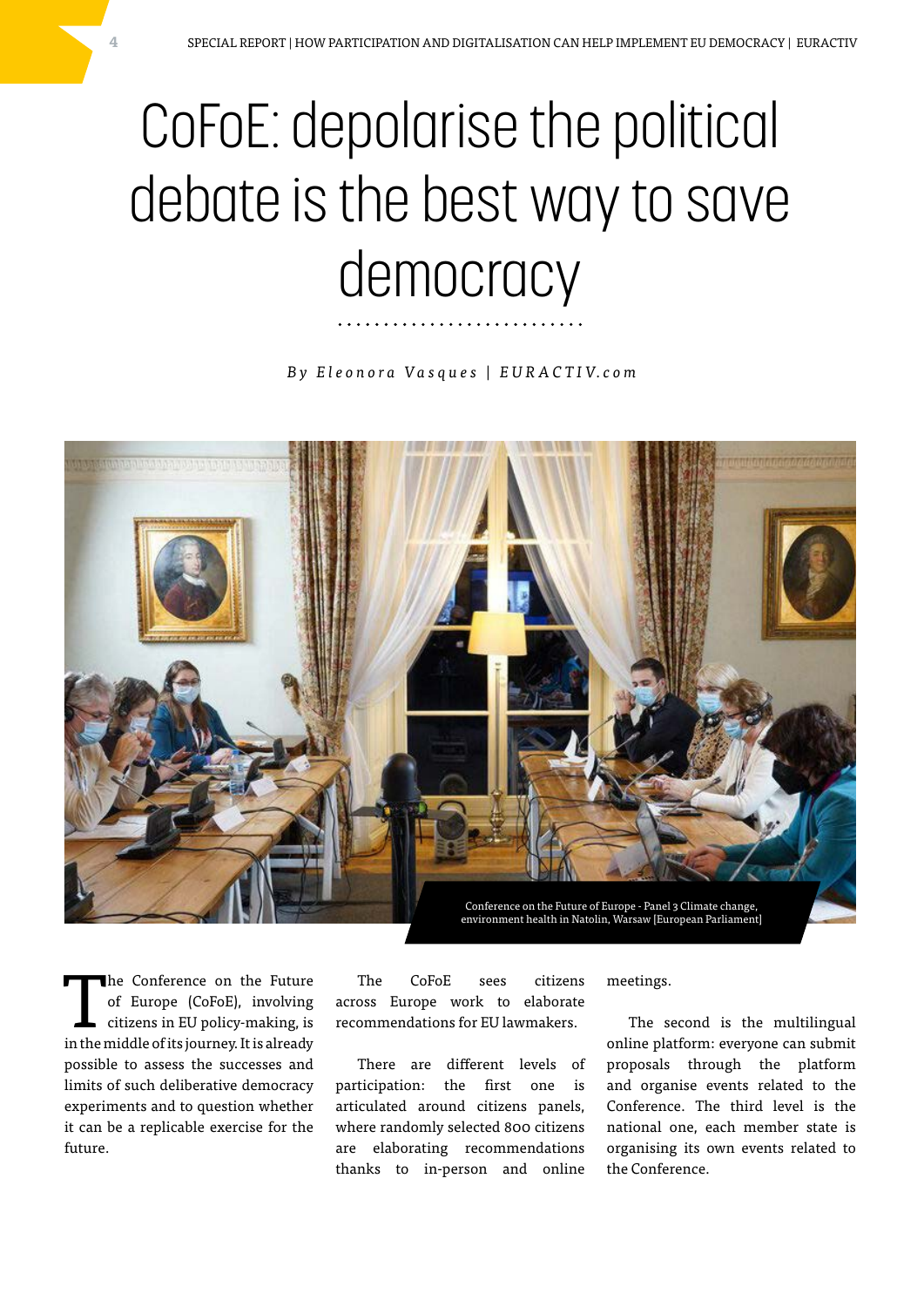# CoFoE: depolarise the political debate is the best way to save democracy

*By Eleonora Vasques | EURACTIV.com*

Conference on the Future of Europe - Panel 3 Climate change, environment health in Natolin, Warsaw [European Parliament]

The Conference on the Future of Europe (CoFoE), involving citizens in EU policy-making, is in the middle of its journey. It is already possible to assess the successes and limits of such deliberative democracy experiments and to question whether it can be a replicable exercise for the future.

The CoFoE sees citizens across Europe work to elaborate recommendations for EU lawmakers.

There are different levels of participation: the first one is articulated around citizens panels, where randomly selected 800 citizens are elaborating recommendations thanks to in-person and online meetings.

The second is the multilingual online platform: everyone can submit proposals through the platform and organise events related to the Conference. The third level is the national one, each member state is organising its own events related to the Conference.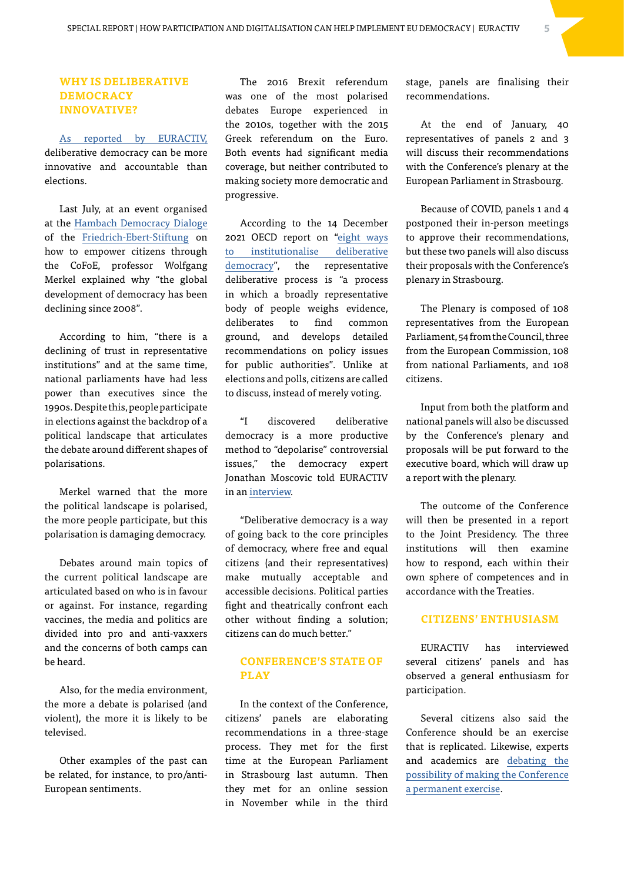## WHY IS DELIBERATIVE DEMOCRACY INNOVATIVE?

As reported by EURACTIV, deliberative democracy can be more innovative and accountable than elections.

Last July, at an event organised at the Hambach Democracy Dialoge of the Friedrich-Ebert-Stiftung on how to empower citizens through the CoFoE, professor Wolfgang Merkel explained why "the global development of democracy has been declining since 2008".

According to him, "there is a declining of trust in representative institutions" and at the same time, national parliaments have had less power than executives since the 1990s. Despite this, people participate in elections against the backdrop of a political landscape that articulates the debate around different shapes of polarisations.

Merkel warned that the more the political landscape is polarised, the more people participate, but this polarisation is damaging democracy.

Debates around main topics of the current political landscape are articulated based on who is in favour or against. For instance, regarding vaccines, the media and politics are divided into pro and anti-vaxxers and the concerns of both camps can be heard.

Also, for the media environment, the more a debate is polarised (and violent), the more it is likely to be televised.

Other examples of the past can be related, for instance, to pro/anti-European sentiments.

The 2016 Brexit referendum was one of the most polarised debates Europe experienced in the 2010s, together with the 2015 Greek referendum on the Euro. Both events had significant media coverage, but neither contributed to making society more democratic and progressive.

According to the 14 December 2021 OECD report on "eight ways to institutionalise deliberative democracy", the representative deliberative process is "a process in which a broadly representative body of people weighs evidence, deliberates to find common ground, and develops detailed recommendations on policy issues for public authorities". Unlike at elections and polls, citizens are called to discuss, instead of merely voting.

"I discovered deliberative democracy is a more productive method to "depolarise" controversial issues," the democracy expert Jonathan Moscovic told EURACTIV in an interview.

"Deliberative democracy is a way of going back to the core principles of democracy, where free and equal citizens (and their representatives) make mutually acceptable and accessible decisions. Political parties fight and theatrically confront each other without finding a solution; citizens can do much better."

## CONFERENCE'S STATE OF PLAY

In the context of the Conference, citizens' panels are elaborating recommendations in a three-stage process. They met for the first time at the European Parliament in Strasbourg last autumn. Then they met for an online session in November while in the third stage, panels are finalising their recommendations.

At the end of January, 40 representatives of panels 2 and 3 will discuss their recommendations with the Conference's plenary at the European Parliament in Strasbourg.

Because of COVID, panels 1 and 4 postponed their in-person meetings to approve their recommendations, but these two panels will also discuss their proposals with the Conference's plenary in Strasbourg.

The Plenary is composed of 108 representatives from the European Parliament, 54 from the Council, three from the European Commission, 108 from national Parliaments, and 108 citizens.

Input from both the platform and national panels will also be discussed by the Conference's plenary and proposals will be put forward to the executive board, which will draw up a report with the plenary.

The outcome of the Conference will then be presented in a report to the Joint Presidency. The three institutions will then examine how to respond, each within their own sphere of competences and in accordance with the Treaties.

## CITIZENS' ENTHUSIASM

EURACTIV has interviewed several citizens' panels and has observed a general enthusiasm for participation.

Several citizens also said the Conference should be an exercise that is replicated. Likewise, experts and academics are debating the possibility of making the Conference a permanent exercise.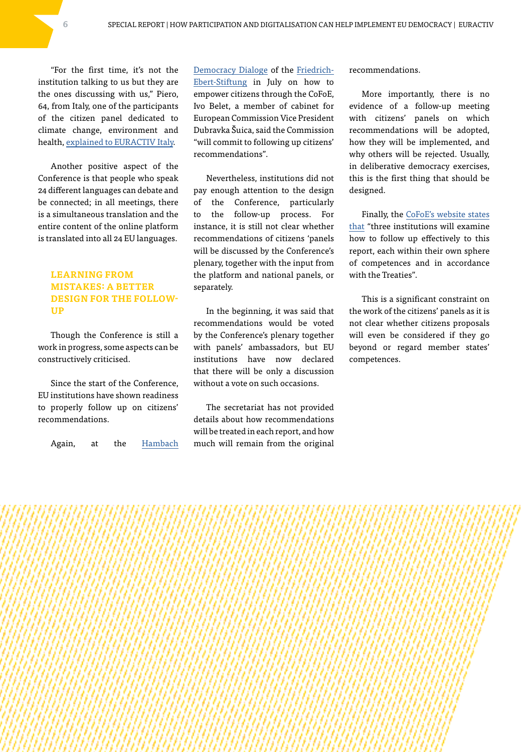"For the first time, it's not the institution talking to us but they are the ones discussing with us," Piero, 64, from Italy, one of the participants of the citizen panel dedicated to climate change, environment and health, explained to EURACTIV Italy.

Another positive aspect of the Conference is that people who speak 24 different languages can debate and be connected; in all meetings, there is a simultaneous translation and the entire content of the online platform is translated into all 24 EU languages.

## LEARNING FROM MISTAKES: A BETTER DESIGN FOR THE FOLLOW-UP

Though the Conference is still a work in progress, some aspects can be constructively criticised.

Since the start of the Conference, EU institutions have shown readiness to properly follow up on citizens' recommendations.

Again, at the Hambach Democracy Dialoge of the Friedrich-Ebert-Stiftung in July on how to empower citizens through the CoFoE, Ivo Belet, a member of cabinet for European Commission Vice President Dubravka Šuica, said the Commission "will commit to following up citizens' recommendations".

Nevertheless, institutions did not pay enough attention to the design of the Conference, particularly to the follow-up process. For instance, it is still not clear whether recommendations of citizens 'panels will be discussed by the Conference's plenary, together with the input from the platform and national panels, or separately.

In the beginning, it was said that recommendations would be voted by the Conference's plenary together with panels' ambassadors, but EU institutions have now declared that there will be only a discussion without a vote on such occasions.

The secretariat has not provided details about how recommendations will be treated in each report, and how much will remain from the original recommendations.

More importantly, there is no evidence of a follow-up meeting with citizens' panels on which recommendations will be adopted, how they will be implemented, and why others will be rejected. Usually, in deliberative democracy exercises, this is the first thing that should be designed.

Finally, the CoFoE's website states that "three institutions will examine how to follow up effectively to this report, each within their own sphere of competences and in accordance with the Treaties".

This is a significant constraint on the work of the citizens' panels as it is not clear whether citizens proposals will even be considered if they go beyond or regard member states' competences.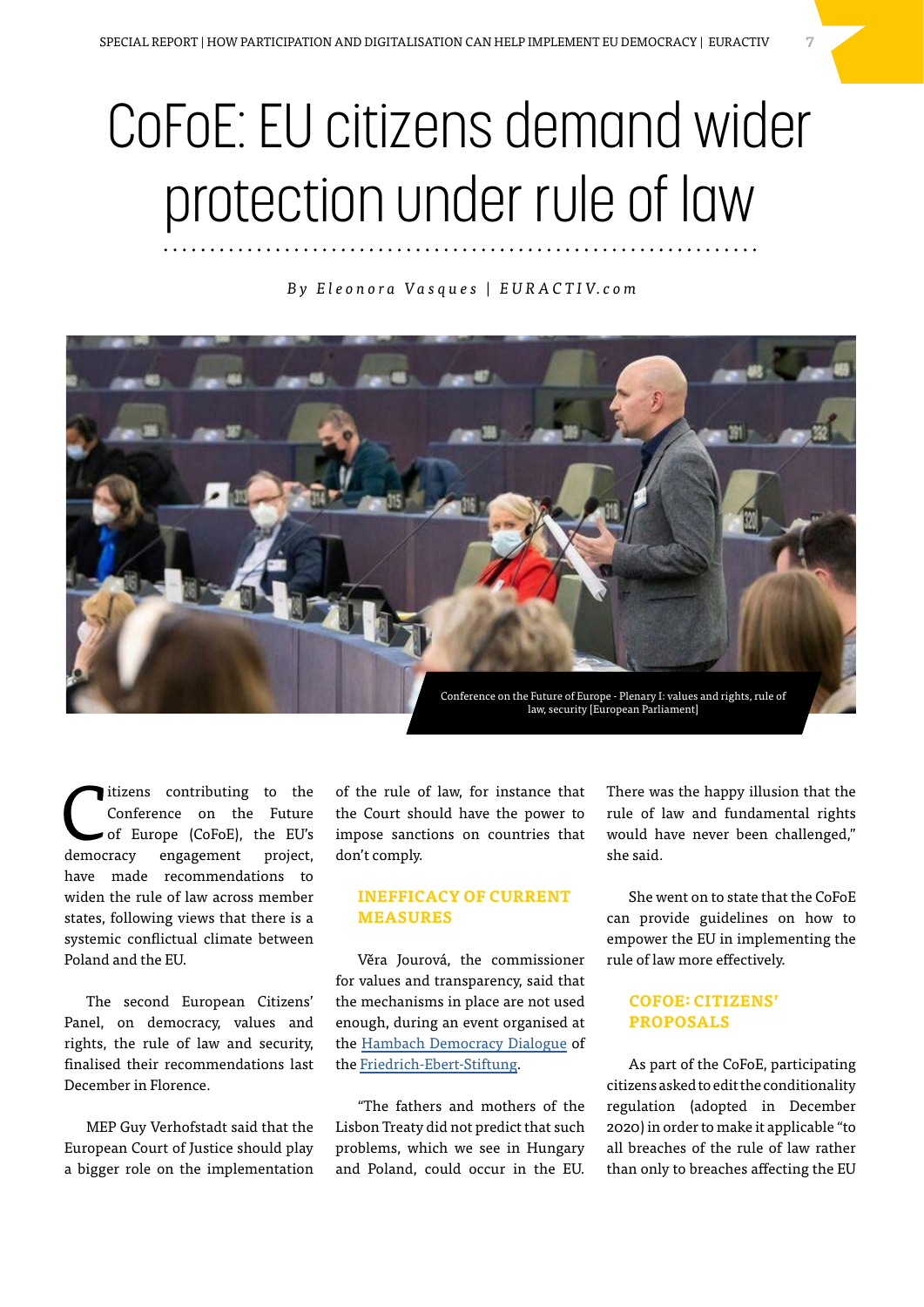# CoFoE: EU citizens demand wider protection under rule of law

*By Eleonora Vasques | EURACTIV.com*

Conference on the Future of Europe - Plenary I: values and rights, rule of law, security [European Parliament]

Citizens contributing to the Conference on the Future of Europe (CoFoE), the EU's democracy engagement project, have made recommendations to widen the rule of law across member states, following views that there is a systemic conflictual climate between Poland and the EU.

The second European Citizens' Panel, on democracy, values and rights, the rule of law and security, finalised their recommendations last December in Florence.

MEP Guy Verhofstadt said that the European Court of Justice should play a bigger role on the implementation of the rule of law, for instance that the Court should have the power to impose sanctions on countries that don't comply.

## INEFFICACY OF CURRENT MEASURES

Věra Jourová, the commissioner for values and transparency, said that the mechanisms in place are not used enough, during an event organised at the [Hambach Democracy Dialogue](#) of the [Friedrich-Ebert-Stiftung](#).

"The fathers and mothers of the Lisbon Treaty did not predict that such problems, which we see in Hungary and Poland, could occur in the EU. There was the happy illusion that the rule of law and fundamental rights would have never been challenged," she said.

She went on to state that the CoFoE can provide guidelines on how to empower the EU in implementing the rule of law more effectively.

## COFOE: CITIZENS' PROPOSALS

As part of the CoFoE, participating citizens asked to edit the conditionality regulation (adopted in December 2020) in order to make it applicable "to all breaches of the rule of law rather than only to breaches affecting the EU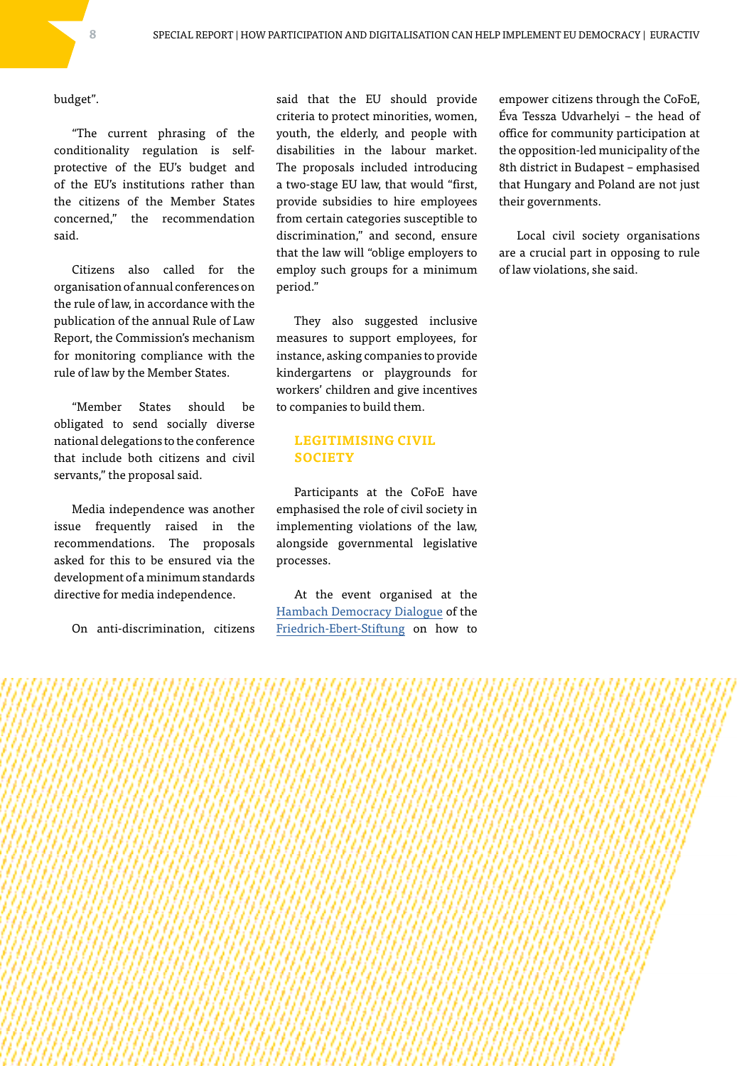budget".

"The current phrasing of the conditionality regulation is self-protective of the EU's budget and of the EU's institutions rather than the citizens of the Member States concerned," the recommendation said.

Citizens also called for the organisation of annual conferences on the rule of law, in accordance with the publication of the annual Rule of Law Report, the Commission's mechanism for monitoring compliance with the rule of law by the Member States.

"Member States should be obligated to send socially diverse national delegations to the conference that include both citizens and civil servants," the proposal said.

Media independence was another issue frequently raised in the recommendations. The proposals asked for this to be ensured via the development of a minimum standards directive for media independence.

On anti-discrimination, citizens said that the EU should provide criteria to protect minorities, women, youth, the elderly, and people with disabilities in the labour market. The proposals included introducing a two-stage EU law, that would "first, provide subsidies to hire employees from certain categories susceptible to discrimination," and second, ensure that the law will "oblige employers to employ such groups for a minimum period."

They also suggested inclusive measures to support employees, for instance, asking companies to provide kindergartens or playgrounds for workers' children and give incentives to companies to build them.

## LEGITIMISING CIVIL SOCIETY

Participants at the CoFoE have emphasised the role of civil society in implementing violations of the law, alongside governmental legislative processes.

At the event organised at the Hambach Democracy Dialogue of the Friedrich-Ebert-Stiftung on how to empower citizens through the CoFoE, Éva Tessza Udvarhelyi – the head of office for community participation at the opposition-led municipality of the 8th district in Budapest – emphasised that Hungary and Poland are not just their governments.

Local civil society organisations are a crucial part in opposing to rule of law violations, she said.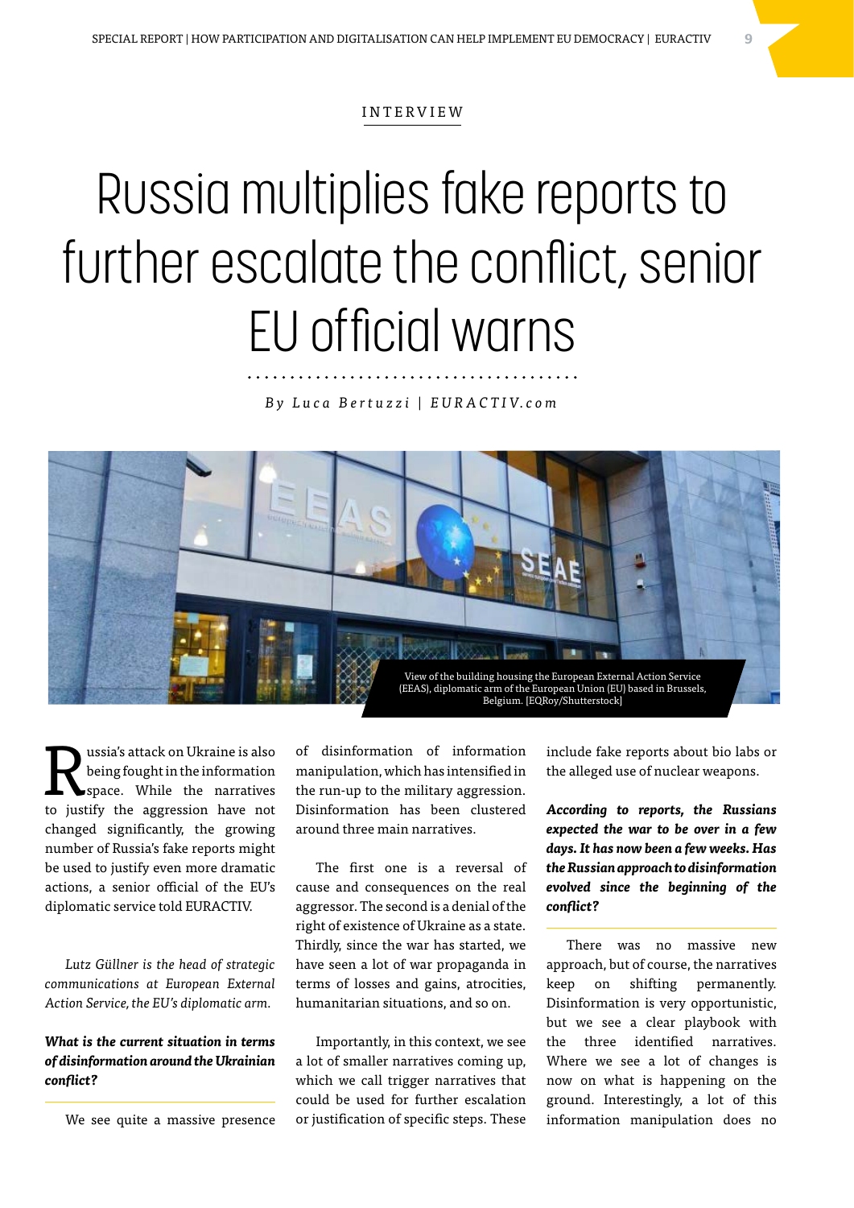INTERVIEW

# Russia multiplies fake reports to further escalate the conflict, senior EU official warns

*By Luca Bertuzzi | EURACTIV.com*

View of the building housing the European External Action Service (EEAS), diplomatic arm of the European Union (EU) based in Brussels, Belgium. [EQRoy/Shutterstock]

Russia's attack on Ukraine is also being fought in the information space. While the narratives to justify the aggression have not changed significantly, the growing number of Russia's fake reports might be used to justify even more dramatic actions, a senior official of the EU's diplomatic service told EURACTIV.

*Lutz Güllner is the head of strategic communications at European External Action Service, the EU's diplomatic arm.*

**What is the current situation in terms of disinformation around the Ukrainian conflict?**

We see quite a massive presence of disinformation of information manipulation, which has intensified in the run-up to the military aggression. Disinformation has been clustered around three main narratives.

The first one is a reversal of cause and consequences on the real aggressor. The second is a denial of the right of existence of Ukraine as a state. Thirdly, since the war has started, we have seen a lot of war propaganda in terms of losses and gains, atrocities, humanitarian situations, and so on.

Importantly, in this context, we see a lot of smaller narratives coming up, which we call trigger narratives that could be used for further escalation or justification of specific steps. These include fake reports about bio labs or the alleged use of nuclear weapons.

***According to reports, the Russians expected the war to be over in a few days. It has now been a few weeks. Has the Russian approach to disinformation evolved since the beginning of the conflict?***

There was no massive new approach, but of course, the narratives keep on shifting permanently. Disinformation is very opportunistic, but we see a clear playbook with the three identified narratives. Where we see a lot of changes is now on what is happening on the ground. Interestingly, a lot of this information manipulation does no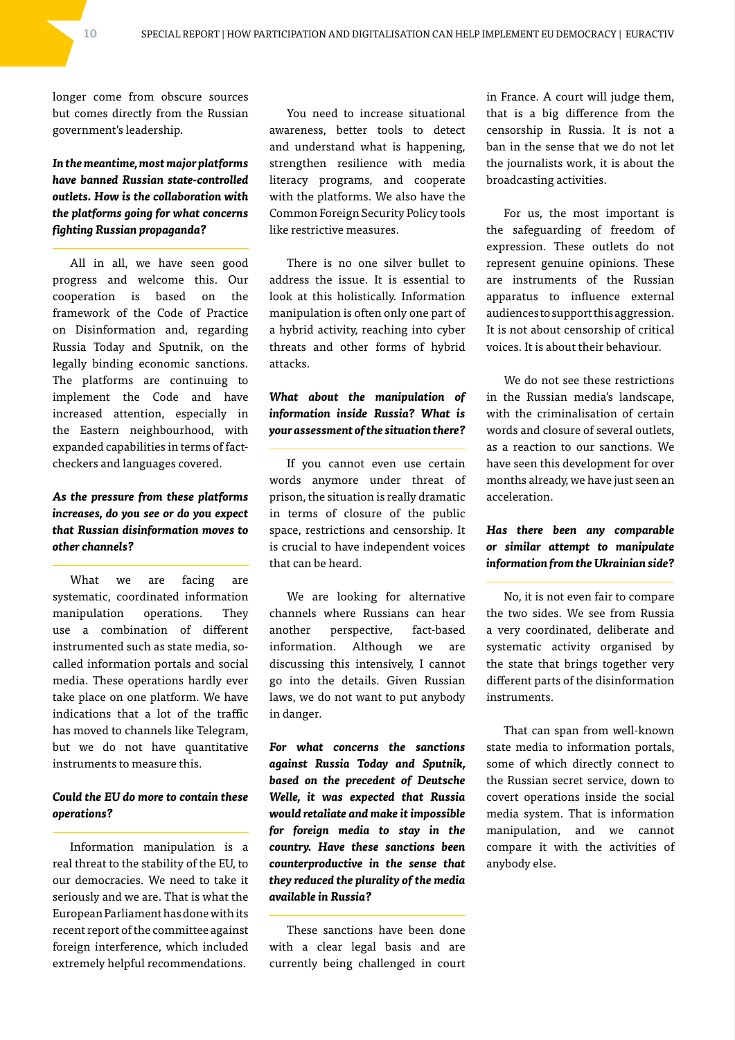longer come from obscure sources but comes directly from the Russian government's leadership.

***In the meantime, most major platforms have banned Russian state-controlled outlets. How is the collaboration with the platforms going for what concerns fighting Russian propaganda?***

All in all, we have seen good progress and welcome this. Our cooperation is based on the framework of the Code of Practice on Disinformation and, regarding Russia Today and Sputnik, on the legally binding economic sanctions. The platforms are continuing to implement the Code and have increased attention, especially in the Eastern neighbourhood, with expanded capabilities in terms of fact-checkers and languages covered.

***As the pressure from these platforms increases, do you see or do you expect that Russian disinformation moves to other channels?***

What we are facing are systematic, coordinated information manipulation operations. They use a combination of different instrumented such as state media, so-called information portals and social media. These operations hardly ever take place on one platform. We have indications that a lot of the traffic has moved to channels like Telegram, but we do not have quantitative instruments to measure this.

***Could the EU do more to contain these operations?***

Information manipulation is a real threat to the stability of the EU, to our democracies. We need to take it seriously and we are. That is what the European Parliament has done with its recent report of the committee against foreign interference, which included extremely helpful recommendations.

You need to increase situational awareness, better tools to detect and understand what is happening, strengthen resilience with media literacy programs, and cooperate with the platforms. We also have the Common Foreign Security Policy tools like restrictive measures.

There is no one silver bullet to address the issue. It is essential to look at this holistically. Information manipulation is often only one part of a hybrid activity, reaching into cyber threats and other forms of hybrid attacks.

***What about the manipulation of information inside Russia? What is your assessment of the situation there?***

If you cannot even use certain words anymore under threat of prison, the situation is really dramatic in terms of closure of the public space, restrictions and censorship. It is crucial to have independent voices that can be heard.

We are looking for alternative channels where Russians can hear another perspective, fact-based information. Although we are discussing this intensively, I cannot go into the details. Given Russian laws, we do not want to put anybody in danger.

***For what concerns the sanctions against Russia Today and Sputnik, based on the precedent of Deutsche Welle, it was expected that Russia would retaliate and make it impossible for foreign media to stay in the country. Have these sanctions been counterproductive in the sense that they reduced the plurality of the media available in Russia?***

These sanctions have been done with a clear legal basis and are currently being challenged in court in France. A court will judge them, that is a big difference from the censorship in Russia. It is not a ban in the sense that we do not let the journalists work, it is about the broadcasting activities.

For us, the most important is the safeguarding of freedom of expression. These outlets do not represent genuine opinions. These are instruments of the Russian apparatus to influence external audiences to support this aggression. It is not about censorship of critical voices. It is about their behaviour.

We do not see these restrictions in the Russian media's landscape, with the criminalisation of certain words and closure of several outlets, as a reaction to our sanctions. We have seen this development for over months already, we have just seen an acceleration.

***Has there been any comparable or similar attempt to manipulate information from the Ukrainian side?***

No, it is not even fair to compare the two sides. We see from Russia a very coordinated, deliberate and systematic activity organised by the state that brings together very different parts of the disinformation instruments.

That can span from well-known state media to information portals, some of which directly connect to the Russian secret service, down to covert operations inside the social media system. That is information manipulation, and we cannot compare it with the activities of anybody else.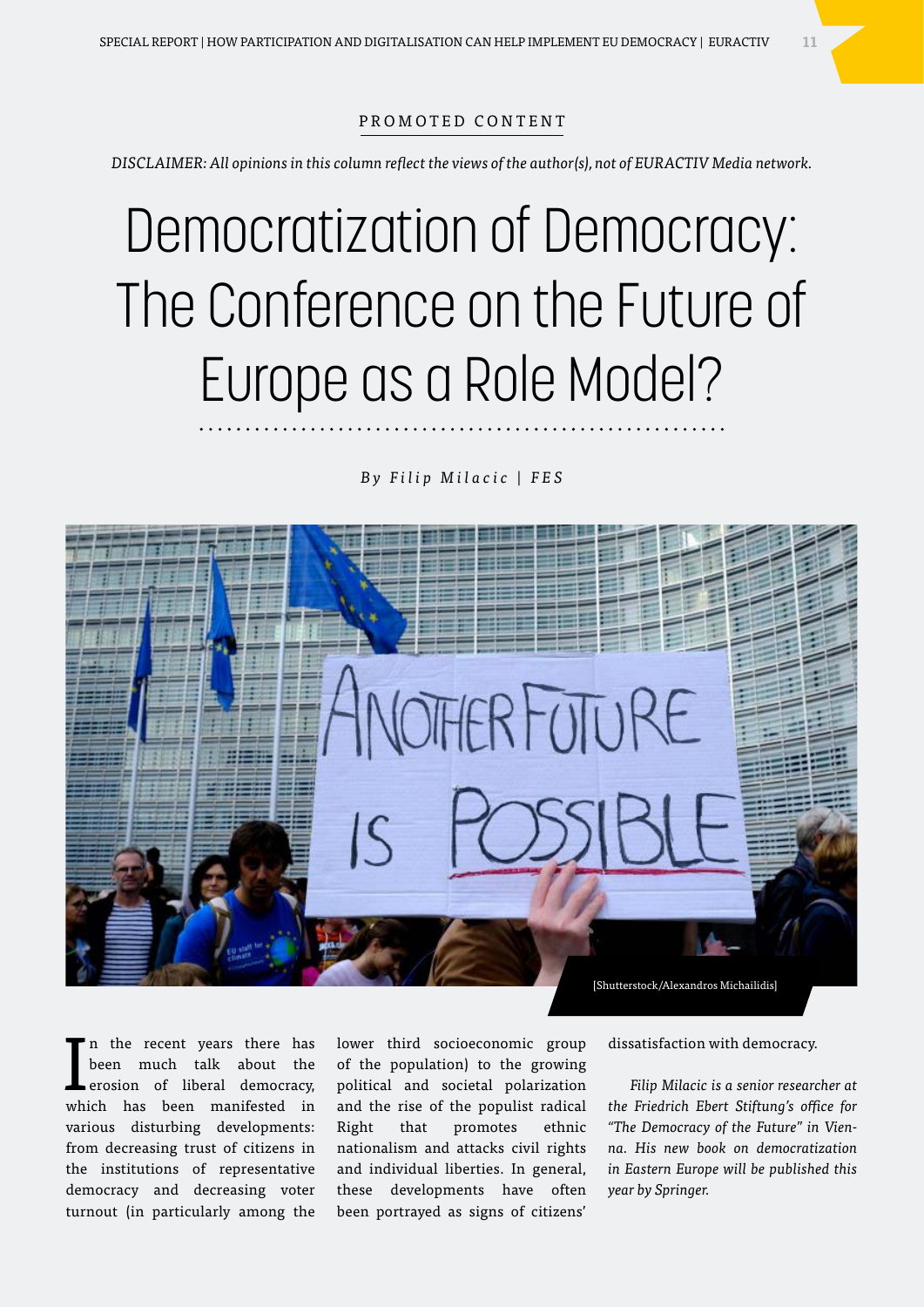PROMOTED CONTENT

*DISCLAIMER: All opinions in this column reflect the views of the author(s), not of EURACTIV Media network.*

# Democratization of Democracy: The Conference on the Future of Europe as a Role Model?

*By Filip Milacic | FES*

[Shutterstock/Alexandros Michailidis]

In the recent years there has been much talk about the erosion of liberal democracy, which has been manifested in various disturbing developments: from decreasing trust of citizens in the institutions of representative democracy and decreasing voter turnout (in particularly among the lower third socioeconomic group of the population) to the growing political and societal polarization and the rise of the populist radical Right that promotes ethnic nationalism and attacks civil rights and individual liberties. In general, these developments have often been portrayed as signs of citizens' dissatisfaction with democracy.

*Filip Milacic is a senior researcher at the Friedrich Ebert Stiftung's office for "The Democracy of the Future" in Vienna. His new book on democratization in Eastern Europe will be published this year by Springer.*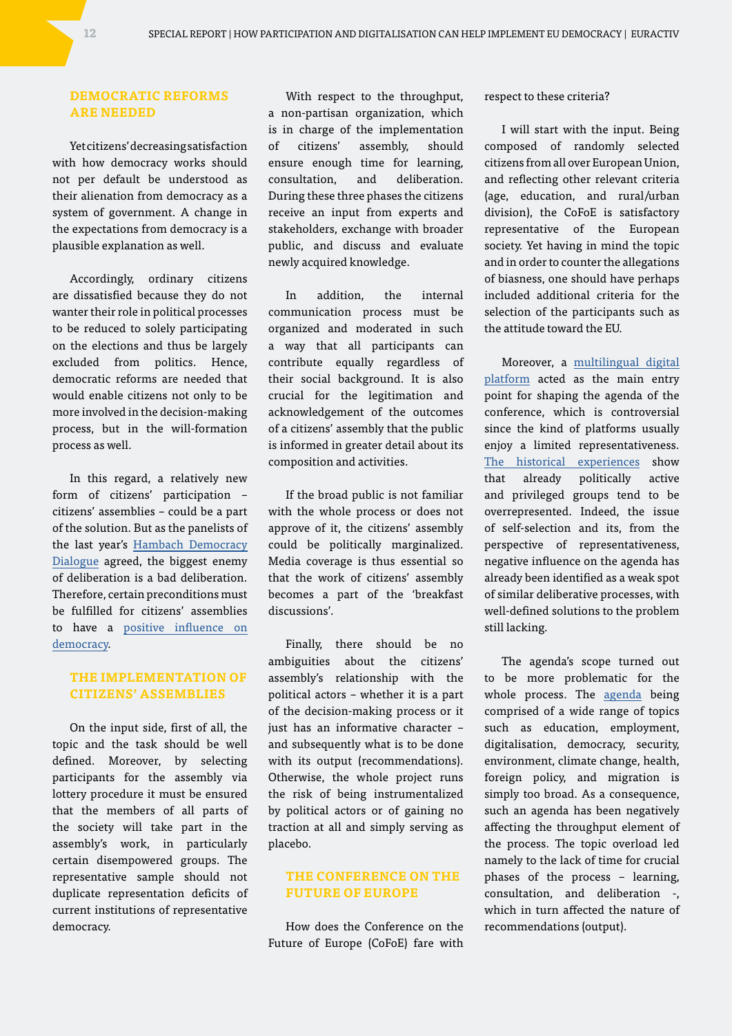## DEMOCRATIC REFORMS ARE NEEDED

Yet citizens' decreasing satisfaction with how democracy works should not per default be understood as their alienation from democracy as a system of government. A change in the expectations from democracy is a plausible explanation as well.

Accordingly, ordinary citizens are dissatisfied because they do not wanter their role in political processes to be reduced to solely participating on the elections and thus be largely excluded from politics. Hence, democratic reforms are needed that would enable citizens not only to be more involved in the decision-making process, but in the will-formation process as well.

In this regard, a relatively new form of citizens' participation – citizens' assemblies – could be a part of the solution. But as the panelists of the last year's Hambach Democracy Dialogue agreed, the biggest enemy of deliberation is a bad deliberation. Therefore, certain preconditions must be fulfilled for citizens' assemblies to have a positive influence on democracy.

## THE IMPLEMENTATION OF CITIZENS' ASSEMBLIES

On the input side, first of all, the topic and the task should be well defined. Moreover, by selecting participants for the assembly via lottery procedure it must be ensured that the members of all parts of the society will take part in the assembly's work, in particularly certain disempowered groups. The representative sample should not duplicate representation deficits of current institutions of representative democracy.

With respect to the throughput, a non-partisan organization, which is in charge of the implementation of citizens' assembly, should ensure enough time for learning, consultation, and deliberation. During these three phases the citizens receive an input from experts and stakeholders, exchange with broader public, and discuss and evaluate newly acquired knowledge.

In addition, the internal communication process must be organized and moderated in such a way that all participants can contribute equally regardless of their social background. It is also crucial for the legitimation and acknowledgement of the outcomes of a citizens' assembly that the public is informed in greater detail about its composition and activities.

If the broad public is not familiar with the whole process or does not approve of it, the citizens' assembly could be politically marginalized. Media coverage is thus essential so that the work of citizens' assembly becomes a part of the 'breakfast discussions'.

Finally, there should be no ambiguities about the citizens' assembly's relationship with the political actors – whether it is a part of the decision-making process or it just has an informative character – and subsequently what is to be done with its output (recommendations). Otherwise, the whole project runs the risk of being instrumentalized by political actors or of gaining no traction at all and simply serving as placebo.

## THE CONFERENCE ON THE FUTURE OF EUROPE

How does the Conference on the Future of Europe (CoFoE) fare with respect to these criteria?

I will start with the input. Being composed of randomly selected citizens from all over European Union, and reflecting other relevant criteria (age, education, and rural/urban division), the CoFoE is satisfactory representative of the European society. Yet having in mind the topic and in order to counter the allegations of biasness, one should have perhaps included additional criteria for the selection of the participants such as the attitude toward the EU.

Moreover, a multilingual digital platform acted as the main entry point for shaping the agenda of the conference, which is controversial since the kind of platforms usually enjoy a limited representativeness. The historical experiences show that already politically active and privileged groups tend to be overrepresented. Indeed, the issue of self-selection and its, from the perspective of representativeness, negative influence on the agenda has already been identified as a weak spot of similar deliberative processes, with well-defined solutions to the problem still lacking.

The agenda's scope turned out to be more problematic for the whole process. The agenda being comprised of a wide range of topics such as education, employment, digitalisation, democracy, security, environment, climate change, health, foreign policy, and migration is simply too broad. As a consequence, such an agenda has been negatively affecting the throughput element of the process. The topic overload led namely to the lack of time for crucial phases of the process – learning, consultation, and deliberation -, which in turn affected the nature of recommendations (output).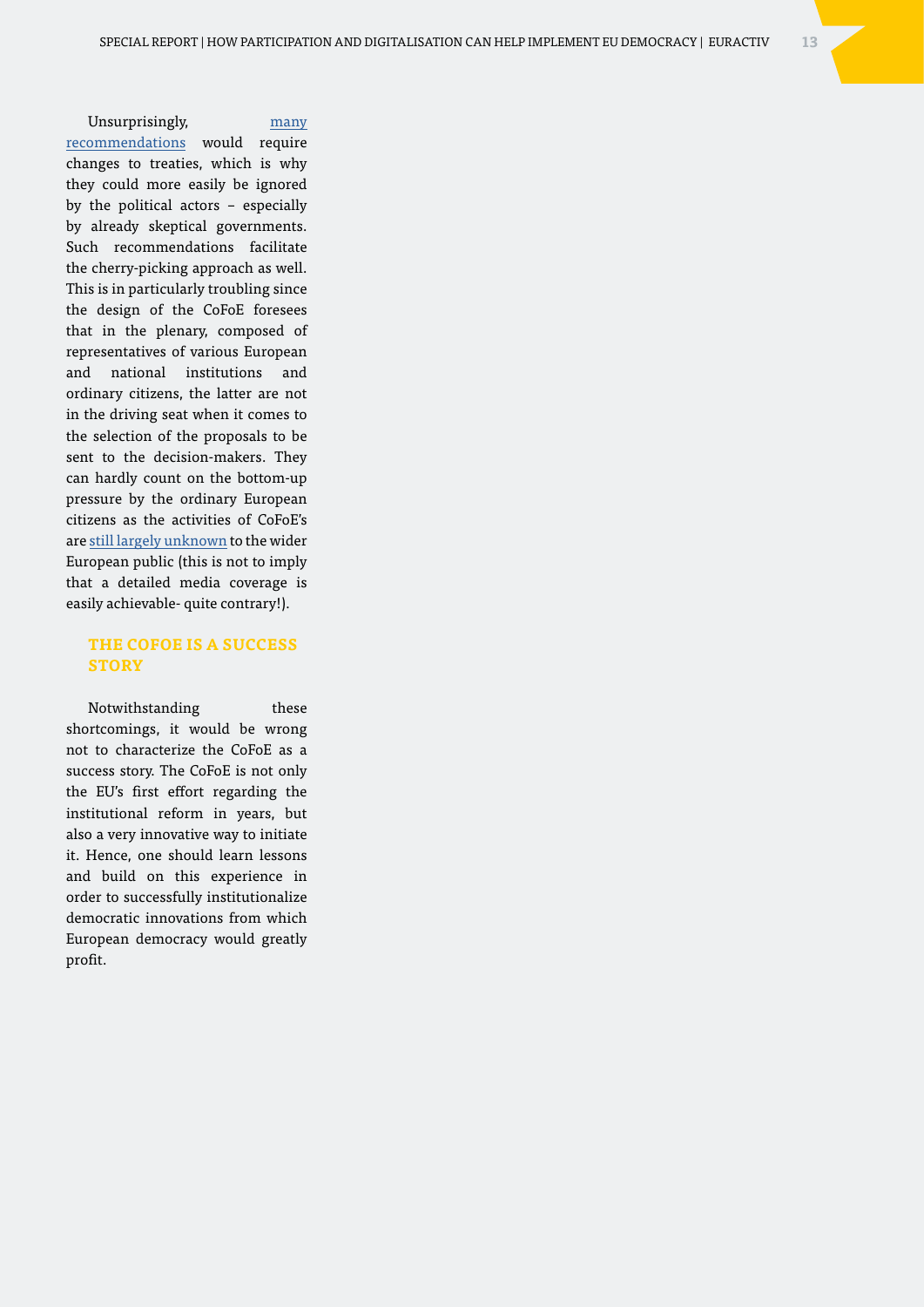Unsurprisingly, many recommendations would require changes to treaties, which is why they could more easily be ignored by the political actors – especially by already skeptical governments. Such recommendations facilitate the cherry-picking approach as well. This is in particularly troubling since the design of the CoFoE foresees that in the plenary, composed of representatives of various European and national institutions and ordinary citizens, the latter are not in the driving seat when it comes to the selection of the proposals to be sent to the decision-makers. They can hardly count on the bottom-up pressure by the ordinary European citizens as the activities of CoFoE's are still largely unknown to the wider European public (this is not to imply that a detailed media coverage is easily achievable- quite contrary!).

## THE COFOE IS A SUCCESS STORY

Notwithstanding these shortcomings, it would be wrong not to characterize the CoFoE as a success story. The CoFoE is not only the EU's first effort regarding the institutional reform in years, but also a very innovative way to initiate it. Hence, one should learn lessons and build on this experience in order to successfully institutionalize democratic innovations from which European democracy would greatly profit.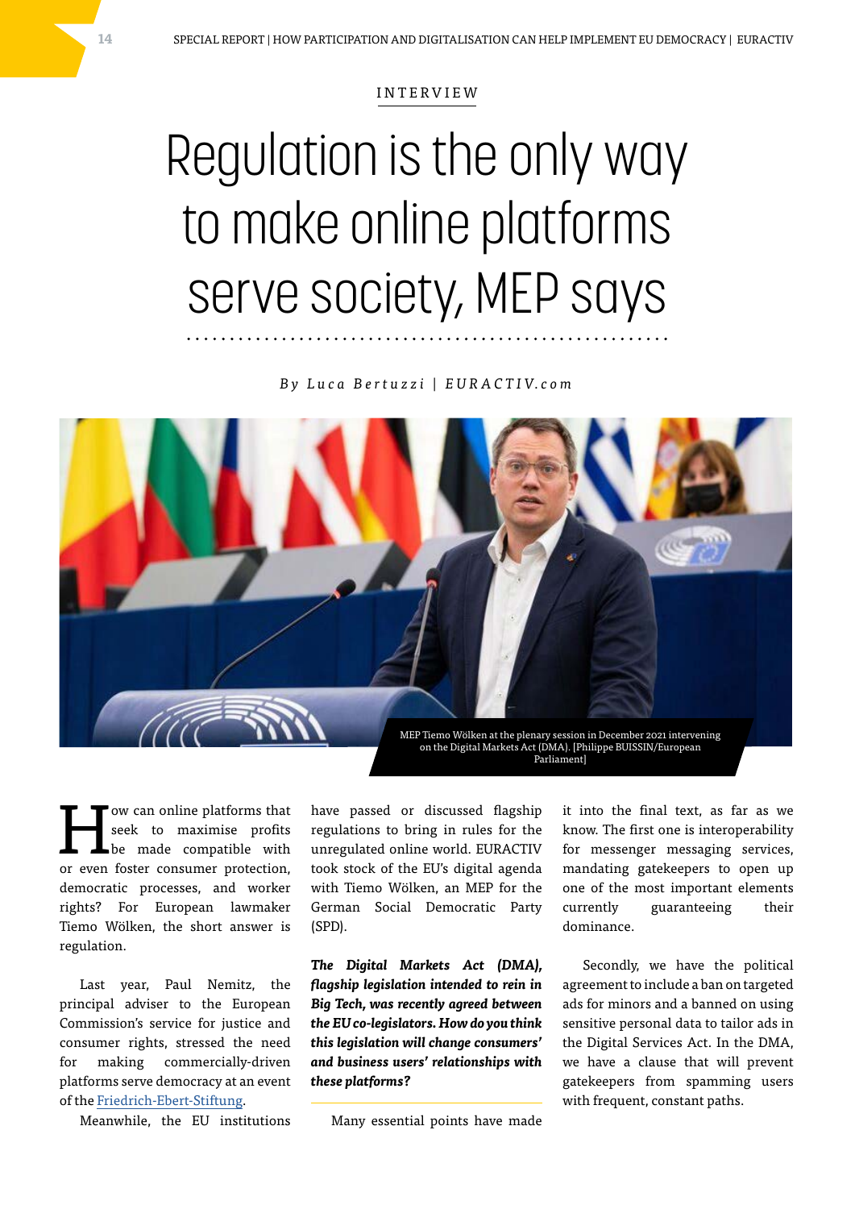INTERVIEW

# Regulation is the only way to make online platforms serve society, MEP says

*By Luca Bertuzzi | EURACTIV.com*

MEP Tiemo Wölken at the plenary session in December 2021 intervening on the Digital Markets Act (DMA). [Philippe BUISSIN/European Parliament]

How can online platforms that seek to maximise profits be made compatible with or even foster consumer protection, democratic processes, and worker rights? For European lawmaker Tiemo Wölken, the short answer is regulation.

Last year, Paul Nemitz, the principal adviser to the European Commission's service for justice and consumer rights, stressed the need for making commercially-driven platforms serve democracy at an event of the [Friedrich-Ebert-Stiftung](Friedrich-Ebert-Stiftung).

Meanwhile, the EU institutions have passed or discussed flagship regulations to bring in rules for the unregulated online world. EURACTIV took stock of the EU's digital agenda with Tiemo Wölken, an MEP for the German Social Democratic Party (SPD).

***The Digital Markets Act (DMA), flagship legislation intended to rein in Big Tech, was recently agreed between the EU co-legislators. How do you think this legislation will change consumers' and business users' relationships with these platforms?***

Many essential points have made it into the final text, as far as we know. The first one is interoperability for messenger messaging services, mandating gatekeepers to open up one of the most important elements currently guaranteeing their dominance.

Secondly, we have the political agreement to include a ban on targeted ads for minors and a banned on using sensitive personal data to tailor ads in the Digital Services Act. In the DMA, we have a clause that will prevent gatekeepers from spamming users with frequent, constant paths.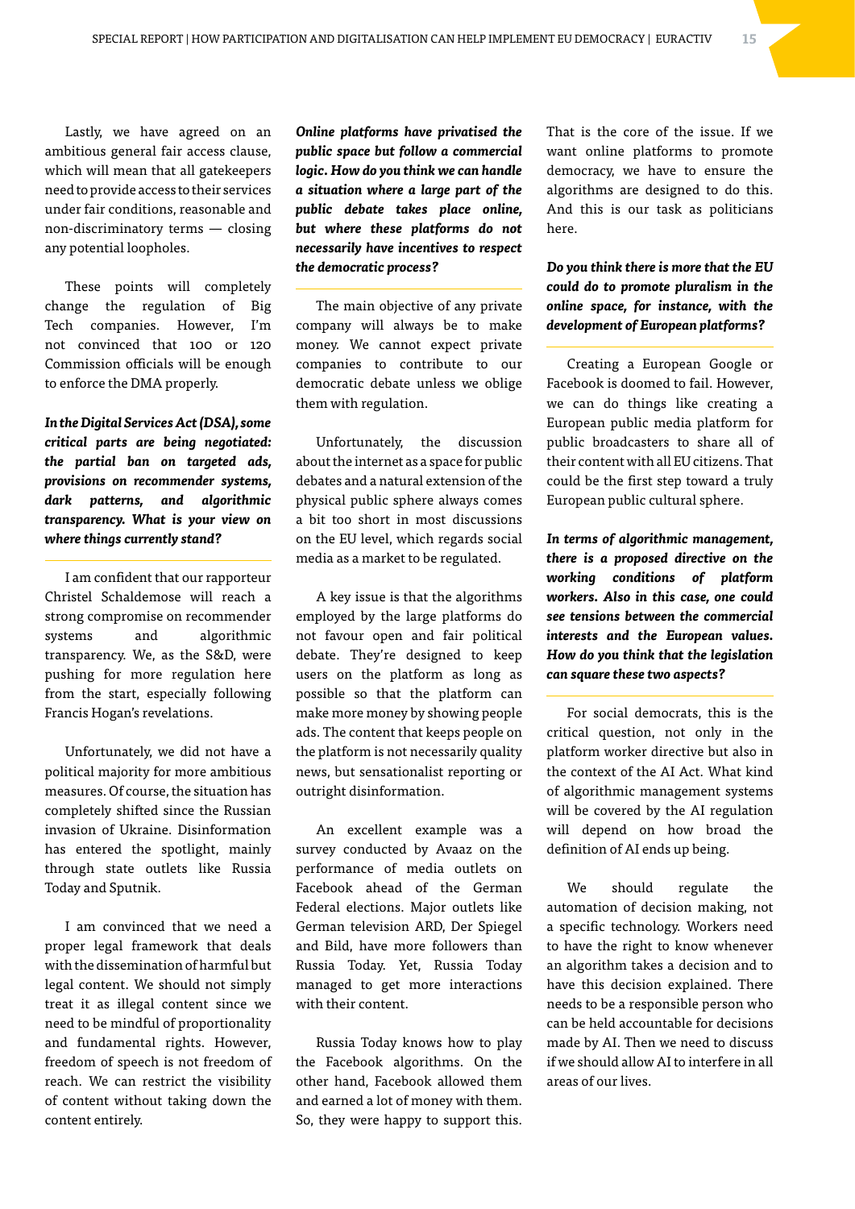Lastly, we have agreed on an ambitious general fair access clause, which will mean that all gatekeepers need to provide access to their services under fair conditions, reasonable and non-discriminatory terms — closing any potential loopholes.

These points will completely change the regulation of Big Tech companies. However, I'm not convinced that 100 or 120 Commission officials will be enough to enforce the DMA properly.

***In the Digital Services Act (DSA), some critical parts are being negotiated: the partial ban on targeted ads, provisions on recommender systems, dark patterns, and algorithmic transparency. What is your view on where things currently stand?***

I am confident that our rapporteur Christel Schaldemose will reach a strong compromise on recommender systems and algorithmic transparency. We, as the S&D, were pushing for more regulation here from the start, especially following Francis Hogan's revelations.

Unfortunately, we did not have a political majority for more ambitious measures. Of course, the situation has completely shifted since the Russian invasion of Ukraine. Disinformation has entered the spotlight, mainly through state outlets like Russia Today and Sputnik.

I am convinced that we need a proper legal framework that deals with the dissemination of harmful but legal content. We should not simply treat it as illegal content since we need to be mindful of proportionality and fundamental rights. However, freedom of speech is not freedom of reach. We can restrict the visibility of content without taking down the content entirely.

***Online platforms have privatised the public space but follow a commercial logic. How do you think we can handle a situation where a large part of the public debate takes place online, but where these platforms do not necessarily have incentives to respect the democratic process?***

The main objective of any private company will always be to make money. We cannot expect private companies to contribute to our democratic debate unless we oblige them with regulation.

Unfortunately, the discussion about the internet as a space for public debates and a natural extension of the physical public sphere always comes a bit too short in most discussions on the EU level, which regards social media as a market to be regulated.

A key issue is that the algorithms employed by the large platforms do not favour open and fair political debate. They're designed to keep users on the platform as long as possible so that the platform can make more money by showing people ads. The content that keeps people on the platform is not necessarily quality news, but sensationalist reporting or outright disinformation.

An excellent example was a survey conducted by Avaaz on the performance of media outlets on Facebook ahead of the German Federal elections. Major outlets like German television ARD, Der Spiegel and Bild, have more followers than Russia Today. Yet, Russia Today managed to get more interactions with their content.

Russia Today knows how to play the Facebook algorithms. On the other hand, Facebook allowed them and earned a lot of money with them. So, they were happy to support this.

That is the core of the issue. If we want online platforms to promote democracy, we have to ensure the algorithms are designed to do this. And this is our task as politicians here.

***Do you think there is more that the EU could do to promote pluralism in the online space, for instance, with the development of European platforms?***

Creating a European Google or Facebook is doomed to fail. However, we can do things like creating a European public media platform for public broadcasters to share all of their content with all EU citizens. That could be the first step toward a truly European public cultural sphere.

***In terms of algorithmic management, there is a proposed directive on the working conditions of platform workers. Also in this case, one could see tensions between the commercial interests and the European values. How do you think that the legislation can square these two aspects?***

For social democrats, this is the critical question, not only in the platform worker directive but also in the context of the AI Act. What kind of algorithmic management systems will be covered by the AI regulation will depend on how broad the definition of AI ends up being.

We should regulate the automation of decision making, not a specific technology. Workers need to have the right to know whenever an algorithm takes a decision and to have this decision explained. There needs to be a responsible person who can be held accountable for decisions made by AI. Then we need to discuss if we should allow AI to interfere in all areas of our lives.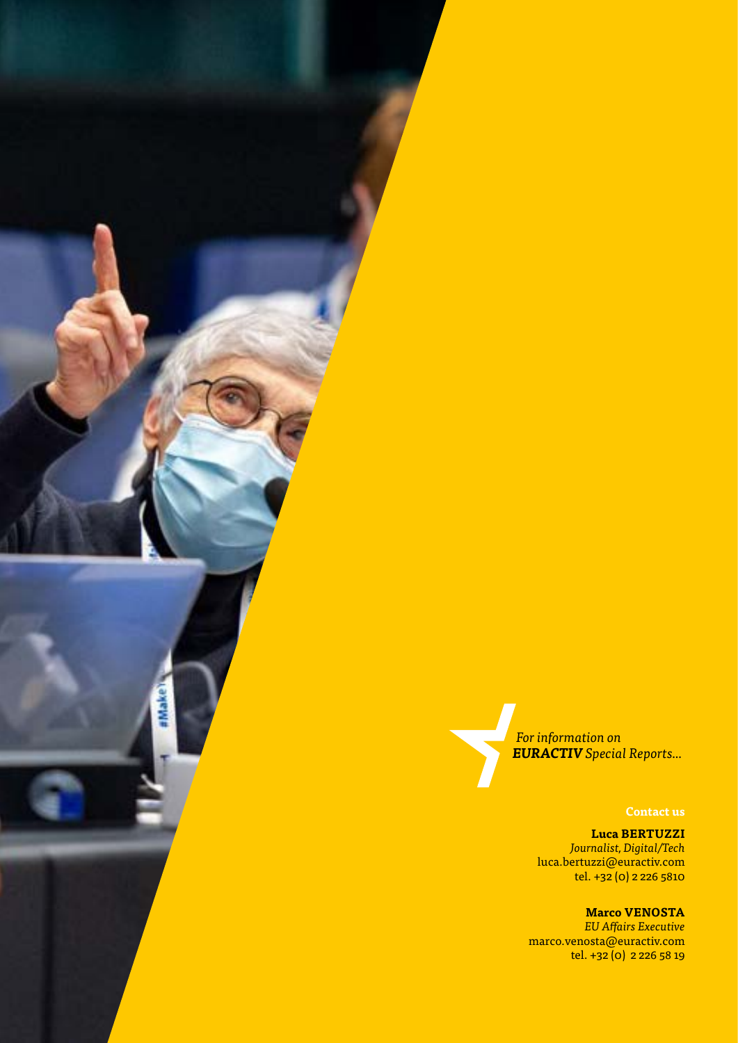*For information on*
***EURACTIV** Special Reports...*

**Contact us**

**Luca BERTUZZI**
*Journalist, Digital/Tech*
luca.bertuzzi@euractiv.com
tel. +32 (0) 2 226 5810

**Marco VENOSTA**
*EU Affairs Executive*
marco.venosta@euractiv.com
tel. +32 (0) 2 226 58 19